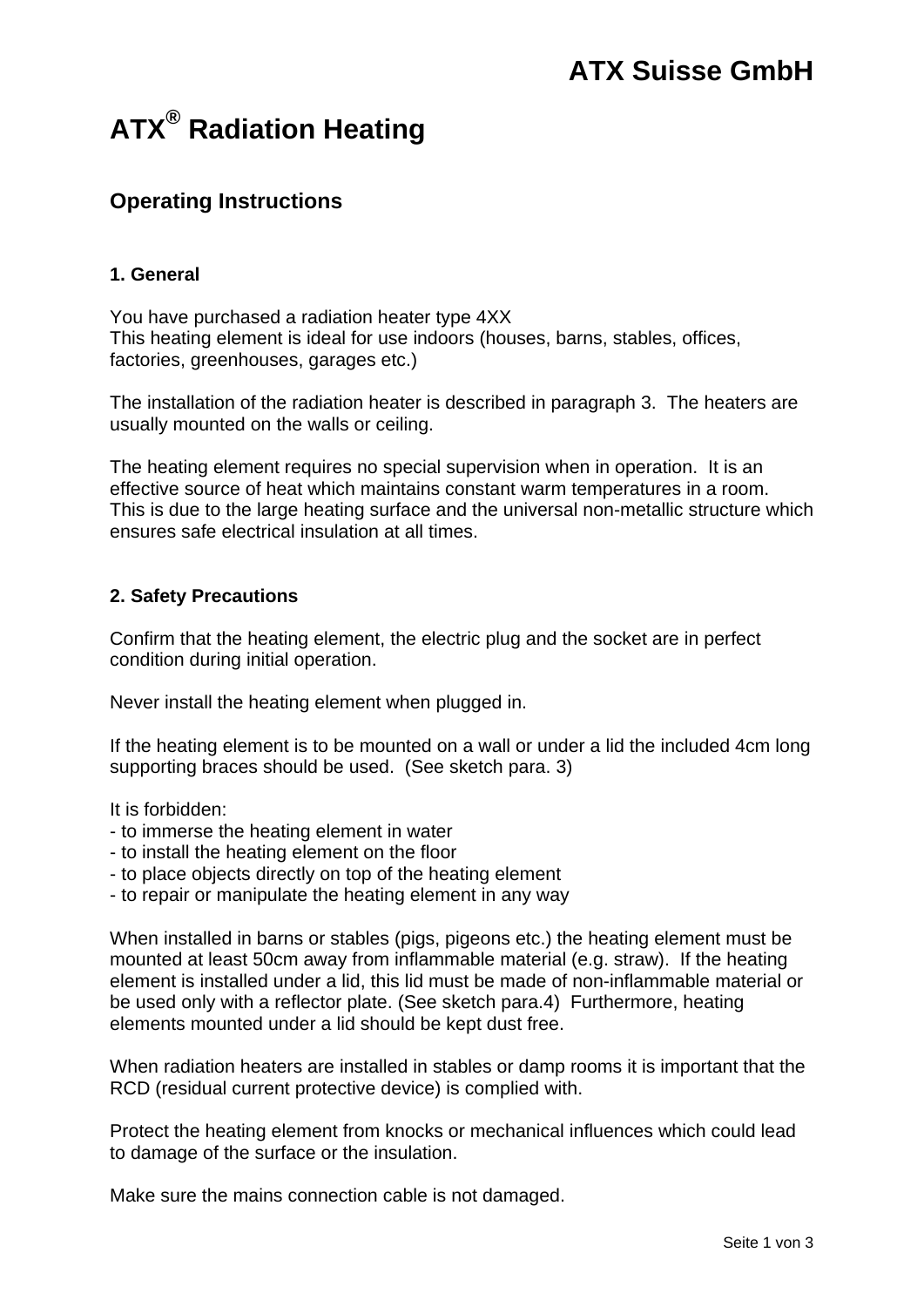ATX Suisse GmbH

# ATX® Radiation Heating

## Operating Instructions

### 1. General

You have purchased a radiation heater type 4XX
This heating element is ideal for use indoors (houses, barns, stables, offices, factories, greenhouses, garages etc.)

The installation of the radiation heater is described in paragraph 3. The heaters are usually mounted on the walls or ceiling.

The heating element requires no special supervision when in operation. It is an effective source of heat which maintains constant warm temperatures in a room. This is due to the large heating surface and the universal non-metallic structure which ensures safe electrical insulation at all times.

### 2. Safety Precautions

Confirm that the heating element, the electric plug and the socket are in perfect condition during initial operation.

Never install the heating element when plugged in.

If the heating element is to be mounted on a wall or under a lid the included 4cm long supporting braces should be used. (See sketch para. 3)

It is forbidden:
- to immerse the heating element in water
- to install the heating element on the floor
- to place objects directly on top of the heating element
- to repair or manipulate the heating element in any way

When installed in barns or stables (pigs, pigeons etc.) the heating element must be mounted at least 50cm away from inflammable material (e.g. straw). If the heating element is installed under a lid, this lid must be made of non-inflammable material or be used only with a reflector plate. (See sketch para.4) Furthermore, heating elements mounted under a lid should be kept dust free.

When radiation heaters are installed in stables or damp rooms it is important that the RCD (residual current protective device) is complied with.

Protect the heating element from knocks or mechanical influences which could lead to damage of the surface or the insulation.

Make sure the mains connection cable is not damaged.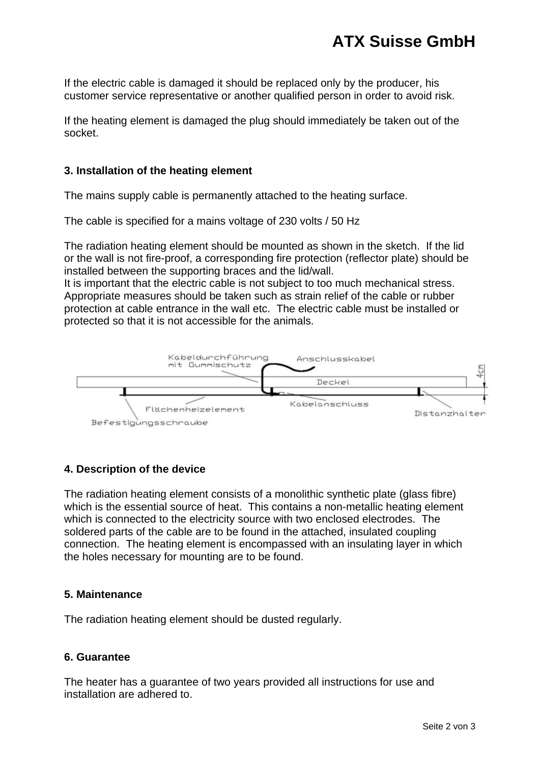If the electric cable is damaged it should be replaced only by the producer, his customer service representative or another qualified person in order to avoid risk.

If the heating element is damaged the plug should immediately be taken out of the socket.

### 3. Installation of the heating element

The mains supply cable is permanently attached to the heating surface.

The cable is specified for a mains voltage of 230 volts / 50 Hz

The radiation heating element should be mounted as shown in the sketch. If the lid or the wall is not fire-proof, a corresponding fire protection (reflector plate) should be installed between the supporting braces and the lid/wall.
It is important that the electric cable is not subject to too much mechanical stress. Appropriate measures should be taken such as strain relief of the cable or rubber protection at cable entrance in the wall etc. The electric cable must be installed or protected so that it is not accessible for the animals.

Kabeldurchführung mit Gummischutz
Anschlusskabel
Deckel
4cm
Flächenheizelement
Kabelanschluss
Distanzhalter
Befestigungsschraube

### 4. Description of the device

The radiation heating element consists of a monolithic synthetic plate (glass fibre) which is the essential source of heat. This contains a non-metallic heating element which is connected to the electricity source with two enclosed electrodes. The soldered parts of the cable are to be found in the attached, insulated coupling connection. The heating element is encompassed with an insulating layer in which the holes necessary for mounting are to be found.

### 5. Maintenance

The radiation heating element should be dusted regularly.

### 6. Guarantee

The heater has a guarantee of two years provided all instructions for use and installation are adhered to.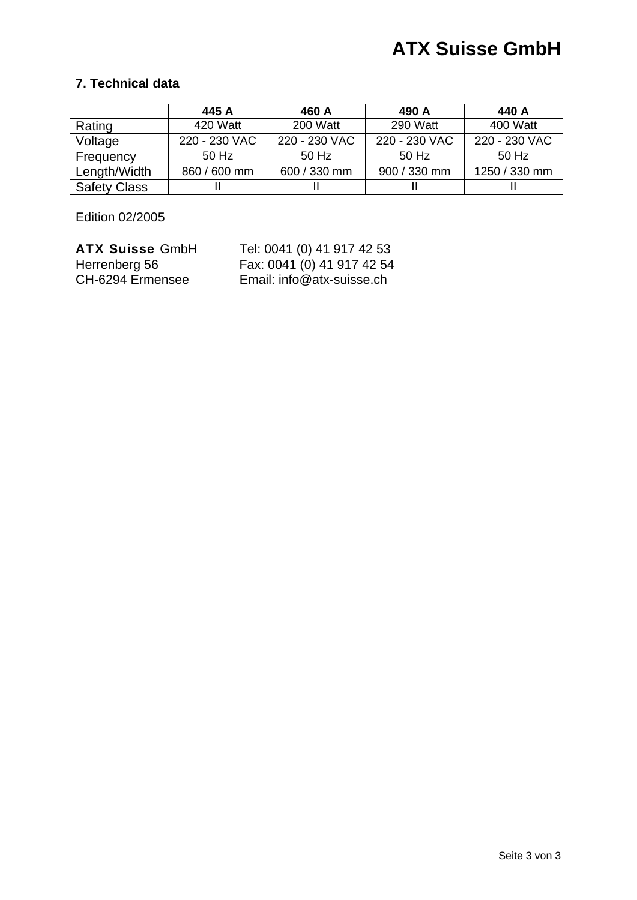## 7. Technical data

| | 445 A | 460 A | 490 A | 440 A |
|---|---|---|---|---|
| Rating | 420 Watt | 200 Watt | 290 Watt | 400 Watt |
| Voltage | 220 - 230 VAC | 220 - 230 VAC | 220 - 230 VAC | 220 - 230 VAC |
| Frequency | 50 Hz | 50 Hz | 50 Hz | 50 Hz |
| Length/Width | 860 / 600 mm | 600 / 330 mm | 900 / 330 mm | 1250 / 330 mm |
| Safety Class | II | II | II | II |

Edition 02/2005

**ATX Suisse** GmbH
Herrenberg 56
CH-6294 Ermensee

Tel: 0041 (0) 41 917 42 53
Fax: 0041 (0) 41 917 42 54
Email: info@atx-suisse.ch